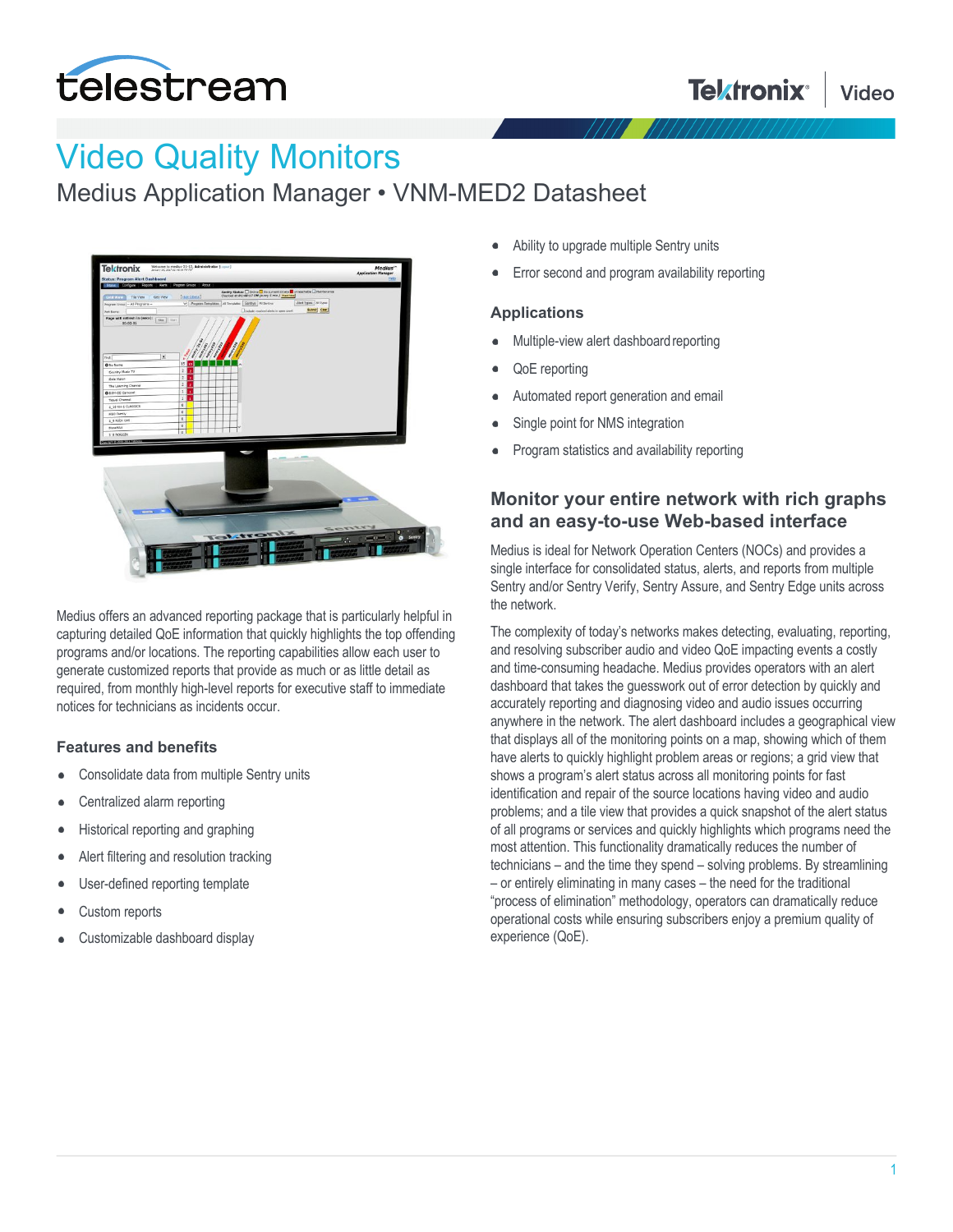# Video Quality Monitors

## Medius Application Manager • VNM-MED2 Datasheet

Medius offers an advanced reporting package that is particularly helpful in capturing detailed QoE information that quickly highlights the top offending programs and/or locations. The reporting capabilities allow each user to generate customized reports that provide as much or as little detail as required, from monthly high-level reports for executive staff to immediate notices for technicians as incidents occur.

### Features and benefits

- Consolidate data from multiple Sentry units
- Centralized alarm reporting
- Historical reporting and graphing
- Alert filtering and resolution tracking
- User-defined reporting template
- Custom reports
- Customizable dashboard display
- Ability to upgrade multiple Sentry units
- Error second and program availability reporting

### Applications

- Multiple-view alert dashboard reporting
- QoE reporting
- Automated report generation and email
- Single point for NMS integration
- Program statistics and availability reporting

## Monitor your entire network with rich graphs and an easy-to-use Web-based interface

Medius is ideal for Network Operation Centers (NOCs) and provides a single interface for consolidated status, alerts, and reports from multiple Sentry and/or Sentry Verify, Sentry Assure, and Sentry Edge units across the network.

The complexity of today's networks makes detecting, evaluating, reporting, and resolving subscriber audio and video QoE impacting events a costly and time-consuming headache. Medius provides operators with an alert dashboard that takes the guesswork out of error detection by quickly and accurately reporting and diagnosing video and audio issues occurring anywhere in the network. The alert dashboard includes a geographical view that displays all of the monitoring points on a map, showing which of them have alerts to quickly highlight problem areas or regions; a grid view that shows a program's alert status across all monitoring points for fast identification and repair of the source locations having video and audio problems; and a tile view that provides a quick snapshot of the alert status of all programs or services and quickly highlights which programs need the most attention. This functionality dramatically reduces the number of technicians – and the time they spend – solving problems. By streamlining – or entirely eliminating in many cases – the need for the traditional "process of elimination" methodology, operators can dramatically reduce operational costs while ensuring subscribers enjoy a premium quality of experience (QoE).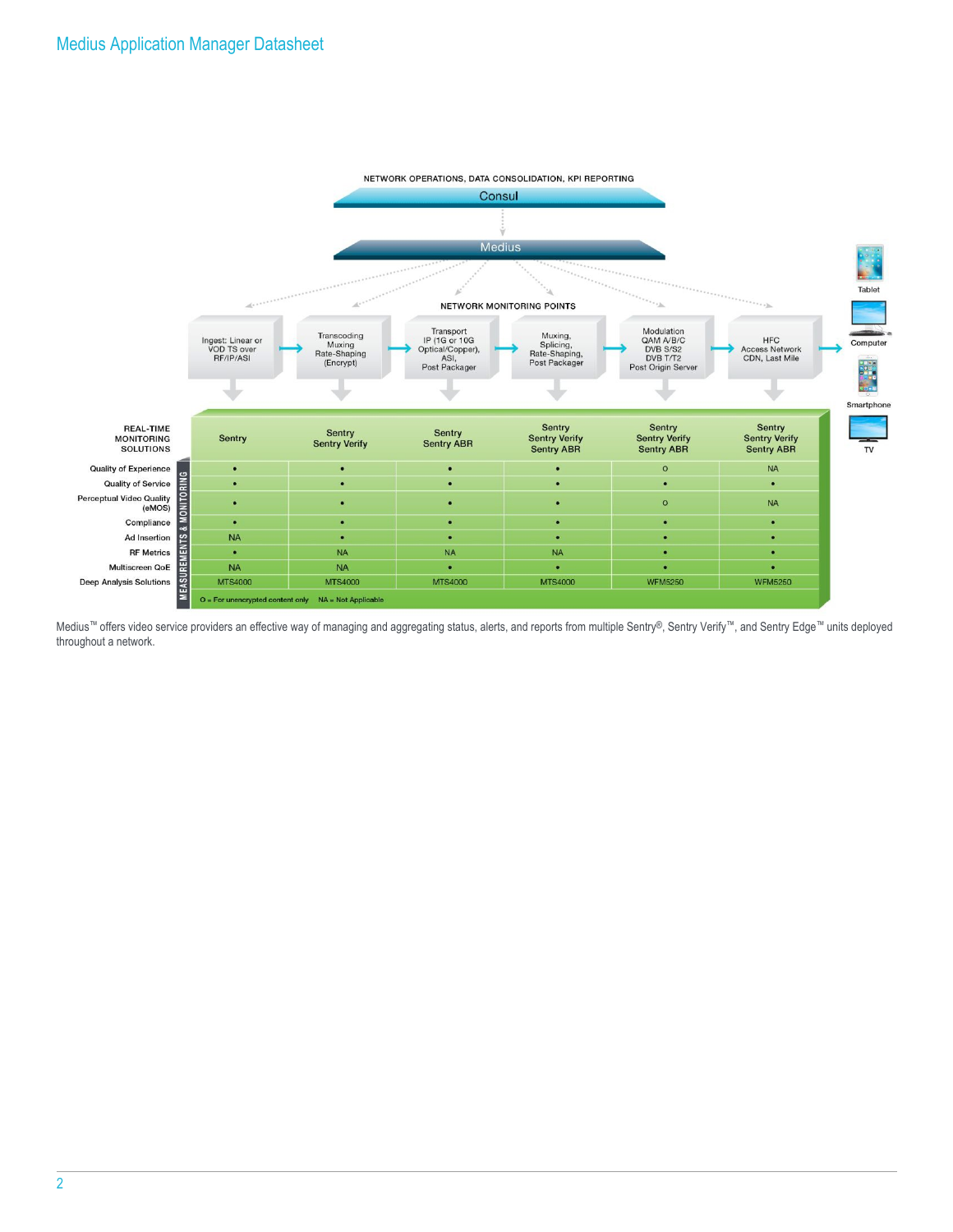NETWORK OPERATIONS, DATA CONSOLIDATION, KPI REPORTING

Consul

Medius

NETWORK MONITORING POINTS

| REAL-TIME MONITORING SOLUTIONS | Ingest: Linear or VOD TS over RF/IP/ASI | Transcoding Muxing Rate-Shaping (Encrypt) | Transport IP (1G or 10G Optical/Copper), ASI, Post Packager | Muxing, Splicing, Rate-Shaping, Post Packager | Modulation QAM A/B/C DVB S/S2 DVB T/T2 Post Origin Server | HFC Access Network CDN, Last Mile |
|---|---|---|---|---|---|---|
| | Sentry | Sentry Sentry Verify | Sentry Sentry ABR | Sentry Sentry Verify Sentry ABR | Sentry Sentry Verify Sentry ABR | Sentry Sentry Verify Sentry ABR |
| Quality of Experience | • | • | • | • | O | NA |
| Quality of Service | • | • | • | • | • | • |
| Perceptual Video Quality (eMOS) | • | • | • | • | O | NA |
| Compliance | • | • | • | • | • | • |
| Ad Insertion | NA | • | • | • | • | • |
| RF Metrics | • | NA | NA | NA | • | • |
| Multiscreen QoE | NA | NA | • | • | • | • |
| Deep Analysis Solutions | MTS4000 | MTS4000 | MTS4000 | MTS4000 | WFM5250 | WFM5250 |

MEASUREMENTS & MONITORING

O = For unencrypted content only NA = Not Applicable

Tablet, Computer, Smartphone, TV

Medius™ offers video service providers an effective way of managing and aggregating status, alerts, and reports from multiple Sentry®, Sentry Verify™, and Sentry Edge™ units deployed throughout a network.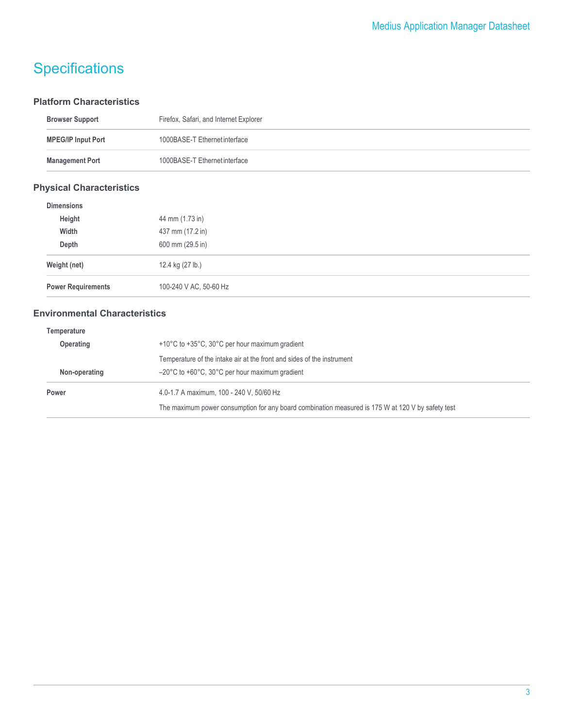# Specifications

## Platform Characteristics

| | |
|---|---|
| **Browser Support** | Firefox, Safari, and Internet Explorer |
| **MPEG/IP Input Port** | 1000BASE-T Ethernet interface |
| **Management Port** | 1000BASE-T Ethernet interface |

## Physical Characteristics

| | |
|---|---|
| **Dimensions** | |
| **Height** | 44 mm (1.73 in) |
| **Width** | 437 mm (17.2 in) |
| **Depth** | 600 mm (29.5 in) |
| **Weight (net)** | 12.4 kg (27 lb.) |
| **Power Requirements** | 100-240 V AC, 50-60 Hz |

## Environmental Characteristics

| | |
|---|---|
| **Temperature** | |
| **Operating** | +10°C to +35°C, 30°C per hour maximum gradient<br>Temperature of the intake air at the front and sides of the instrument |
| **Non-operating** | –20°C to +60°C, 30°C per hour maximum gradient |
| **Power** | 4.0-1.7 A maximum, 100 - 240 V, 50/60 Hz<br>The maximum power consumption for any board combination measured is 175 W at 120 V by safety test |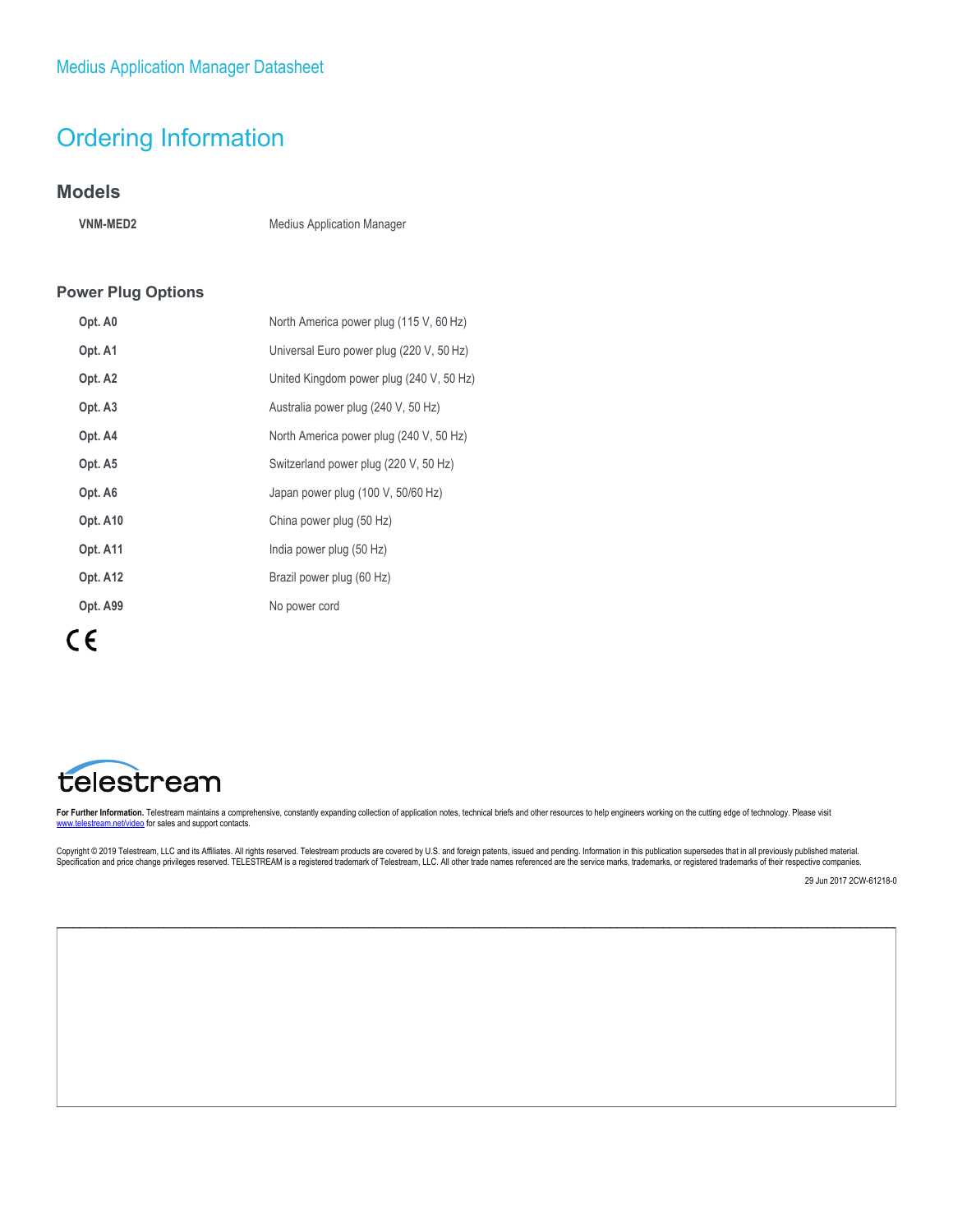# Ordering Information

## Models

| | |
|---|---|
| **VNM-MED2** | Medius Application Manager |

## Power Plug Options

| | |
|---|---|
| **Opt. A0** | North America power plug (115 V, 60 Hz) |
| **Opt. A1** | Universal Euro power plug (220 V, 50 Hz) |
| **Opt. A2** | United Kingdom power plug (240 V, 50 Hz) |
| **Opt. A3** | Australia power plug (240 V, 50 Hz) |
| **Opt. A4** | North America power plug (240 V, 50 Hz) |
| **Opt. A5** | Switzerland power plug (220 V, 50 Hz) |
| **Opt. A6** | Japan power plug (100 V, 50/60 Hz) |
| **Opt. A10** | China power plug (50 Hz) |
| **Opt. A11** | India power plug (50 Hz) |
| **Opt. A12** | Brazil power plug (60 Hz) |
| **Opt. A99** | No power cord |

CE

telestream

**For Further Information.** Telestream maintains a comprehensive, constantly expanding collection of application notes, technical briefs and other resources to help engineers working on the cutting edge of technology. Please visit www.telestream.net/video for sales and support contacts.

Copyright © 2019 Telestream, LLC and its Affiliates. All rights reserved. Telestream products are covered by U.S. and foreign patents, issued and pending. Information in this publication supersedes that in all previously published material. Specification and price change privileges reserved. TELESTREAM is a registered trademark of Telestream, LLC. All other trade names referenced are the service marks, trademarks, or registered trademarks of their respective companies.

29 Jun 2017 2CW-61218-0